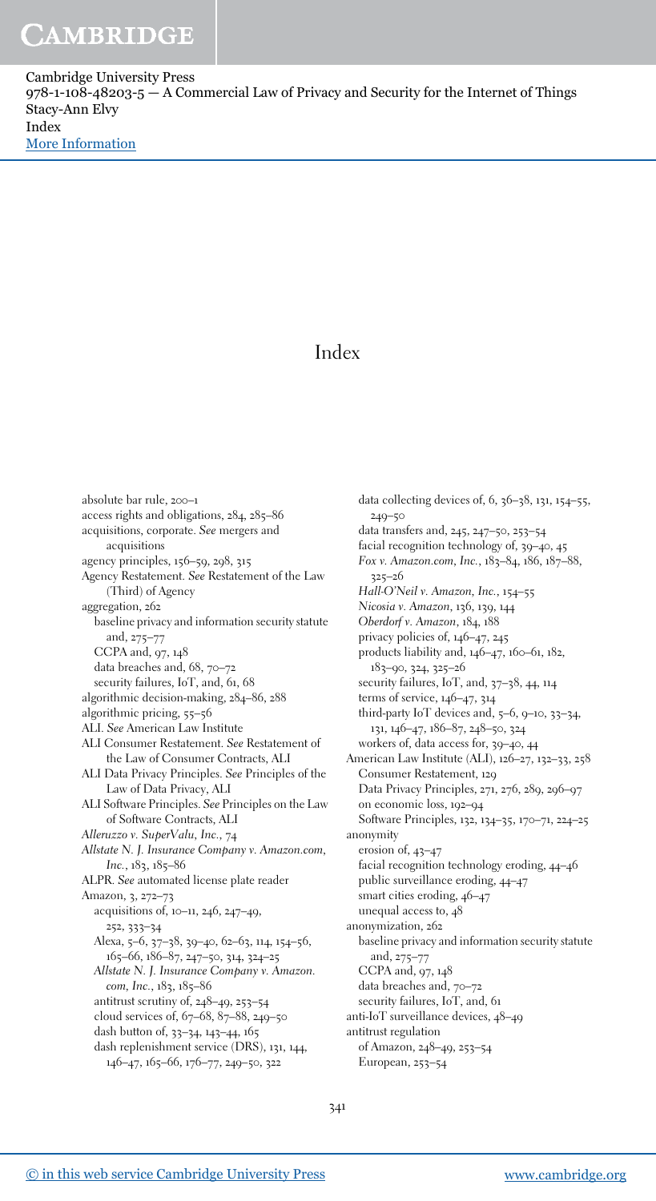# Index

absolute bar rule, 200–1
access rights and obligations, 284, 285–86
acquisitions, corporate. *See* mergers and acquisitions
agency principles, 156–59, 298, 315
Agency Restatement. *See* Restatement of the Law (Third) of Agency
aggregation, 262
  baseline privacy and information security statute and, 275–77
  CCPA and, 97, 148
  data breaches and, 68, 70–72
  security failures, IoT, and, 61, 68
algorithmic decision-making, 284–86, 288
algorithmic pricing, 55–56
ALI. *See* American Law Institute
ALI Consumer Restatement. *See* Restatement of the Law of Consumer Contracts, ALI
ALI Data Privacy Principles. *See* Principles of the Law of Data Privacy, ALI
ALI Software Principles. *See* Principles on the Law of Software Contracts, ALI
*Alleruzzo v. SuperValu, Inc.*, 74
*Allstate N. J. Insurance Company v. Amazon.com, Inc.*, 183, 185–86
ALPR. *See* automated license plate reader
Amazon, 3, 272–73
  acquisitions of, 10–11, 246, 247–49, 252, 333–34
  Alexa, 5–6, 37–38, 39–40, 62–63, 114, 154–56, 165–66, 186–87, 247–50, 314, 324–25
  *Allstate N. J. Insurance Company v. Amazon.com, Inc.*, 183, 185–86
  antitrust scrutiny of, 248–49, 253–54
  cloud services of, 67–68, 87–88, 249–50
  dash button of, 33–34, 143–44, 165
  dash replenishment service (DRS), 131, 144, 146–47, 165–66, 176–77, 249–50, 322
  data collecting devices of, 6, 36–38, 131, 154–55, 249–50
  data transfers and, 245, 247–50, 253–54
  facial recognition technology of, 39–40, 45
  *Fox v. Amazon.com, Inc.*, 183–84, 186, 187–88, 325–26
  *Hall-O'Neil v. Amazon, Inc.*, 154–55
  *Nicosia v. Amazon*, 136, 139, 144
  *Oberdorf v. Amazon*, 184, 188
  privacy policies of, 146–47, 245
  products liability and, 146–47, 160–61, 182, 183–90, 324, 325–26
  security failures, IoT, and, 37–38, 44, 114
  terms of service, 146–47, 314
  third-party IoT devices and, 5–6, 9–10, 33–34, 131, 146–47, 186–87, 248–50, 324
  workers of, data access for, 39–40, 44
American Law Institute (ALI), 126–27, 132–33, 258
  Consumer Restatement, 129
  Data Privacy Principles, 271, 276, 289, 296–97
  on economic loss, 192–94
  Software Principles, 132, 134–35, 170–71, 224–25
anonymity
  erosion of, 43–47
  facial recognition technology eroding, 44–46
  public surveillance eroding, 44–47
  smart cities eroding, 46–47
  unequal access to, 48
anonymization, 262
  baseline privacy and information security statute and, 275–77
  CCPA and, 97, 148
  data breaches and, 70–72
  security failures, IoT, and, 61
anti-IoT surveillance devices, 48–49
antitrust regulation
  of Amazon, 248–49, 253–54
  European, 253–54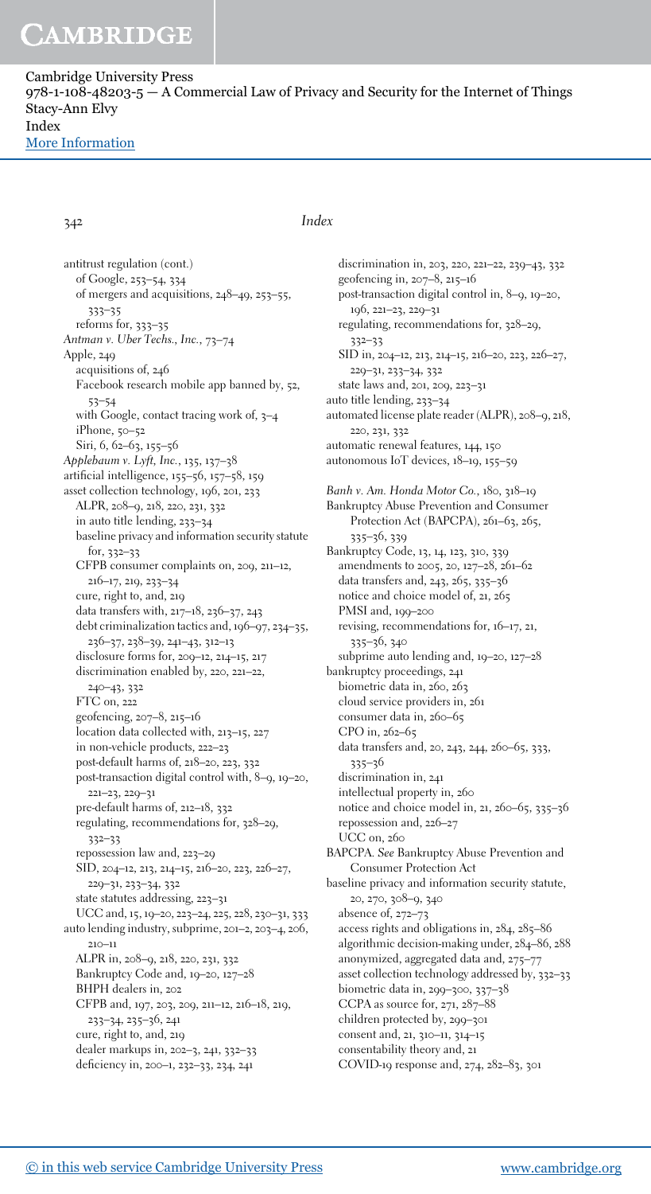antitrust regulation (cont.)
  of Google, 253–54, 334
  of mergers and acquisitions, 248–49, 253–55, 333–35
  reforms for, 333–35
*Antman v. Uber Techs., Inc.*, 73–74
Apple, 249
  acquisitions of, 246
  Facebook research mobile app banned by, 52, 53–54
  with Google, contact tracing work of, 3–4
  iPhone, 50–52
  Siri, 6, 62–63, 155–56
*Applebaum v. Lyft, Inc.*, 135, 137–38
artificial intelligence, 155–56, 157–58, 159
asset collection technology, 196, 201, 233
  ALPR, 208–9, 218, 220, 231, 332
  in auto title lending, 233–34
  baseline privacy and information security statute for, 332–33
  CFPB consumer complaints on, 209, 211–12, 216–17, 219, 233–34
  cure, right to, and, 219
  data transfers with, 217–18, 236–37, 243
  debt criminalization tactics and, 196–97, 234–35, 236–37, 238–39, 241–43, 312–13
  disclosure forms for, 209–12, 214–15, 217
  discrimination enabled by, 220, 221–22, 240–43, 332
  FTC on, 222
  geofencing, 207–8, 215–16
  location data collected with, 213–15, 227
  in non-vehicle products, 222–23
  post-default harms of, 218–20, 223, 332
  post-transaction digital control with, 8–9, 19–20, 221–23, 229–31
  pre-default harms of, 212–18, 332
  regulating, recommendations for, 328–29, 332–33
  repossession law and, 223–29
  SID, 204–12, 213, 214–15, 216–20, 223, 226–27, 229–31, 233–34, 332
  state statutes addressing, 223–31
  UCC and, 15, 19–20, 223–24, 225, 228, 230–31, 333
auto lending industry, subprime, 201–2, 203–4, 206, 210–11
  ALPR in, 208–9, 218, 220, 231, 332
  Bankruptcy Code and, 19–20, 127–28
  BHPH dealers in, 202
  CFPB and, 197, 203, 209, 211–12, 216–18, 219, 233–34, 235–36, 241
  cure, right to, and, 219
  dealer markups in, 202–3, 241, 332–33
  deficiency in, 200–1, 232–33, 234, 241
  discrimination in, 203, 220, 221–22, 239–43, 332
  geofencing in, 207–8, 215–16
  post-transaction digital control in, 8–9, 19–20, 196, 221–23, 229–31
  regulating, recommendations for, 328–29, 332–33
  SID in, 204–12, 213, 214–15, 216–20, 223, 226–27, 229–31, 233–34, 332
  state laws and, 201, 209, 223–31
auto title lending, 233–34
automated license plate reader (ALPR), 208–9, 218, 220, 231, 332
automatic renewal features, 144, 150
autonomous IoT devices, 18–19, 155–59

*Banh v. Am. Honda Motor Co.*, 180, 318–19
Bankruptcy Abuse Prevention and Consumer Protection Act (BAPCPA), 261–63, 265, 335–36, 339
Bankruptcy Code, 13, 14, 123, 310, 339
  amendments to 2005, 20, 127–28, 261–62
  data transfers and, 243, 265, 335–36
  notice and choice model of, 21, 265
  PMSI and, 199–200
  revising, recommendations for, 16–17, 21, 335–36, 340
  subprime auto lending and, 19–20, 127–28
bankruptcy proceedings, 241
  biometric data in, 260, 263
  cloud service providers in, 261
  consumer data in, 260–65
  CPO in, 262–65
  data transfers and, 20, 243, 244, 260–65, 333, 335–36
  discrimination in, 241
  intellectual property in, 260
  notice and choice model in, 21, 260–65, 335–36
  repossession and, 226–27
  UCC on, 260
BAPCPA. *See* Bankruptcy Abuse Prevention and Consumer Protection Act
baseline privacy and information security statute, 20, 270, 308–9, 340
  absence of, 272–73
  access rights and obligations in, 284, 285–86
  algorithmic decision-making under, 284–86, 288
  anonymized, aggregated data and, 275–77
  asset collection technology addressed by, 332–33
  biometric data in, 299–300, 337–38
  CCPA as source for, 271, 287–88
  children protected by, 299–301
  consent and, 21, 310–11, 314–15
  consentability theory and, 21
  COVID-19 response and, 274, 282–83, 301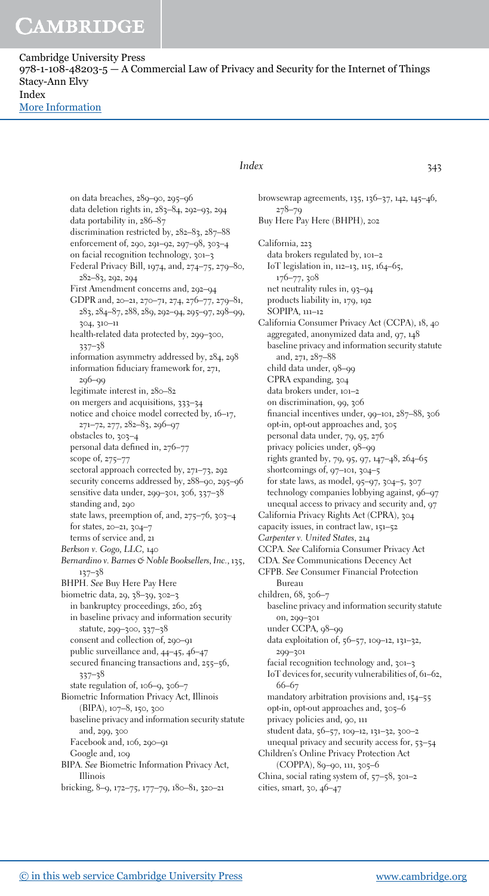on data breaches, 289–90, 295–96
data deletion rights in, 283–84, 292–93, 294
data portability in, 286–87
discrimination restricted by, 282–83, 287–88
enforcement of, 290, 291–92, 297–98, 303–4
on facial recognition technology, 301–3
Federal Privacy Bill, 1974, and, 274–75, 279–80, 282–83, 292, 294
First Amendment concerns and, 292–94
GDPR and, 20–21, 270–71, 274, 276–77, 279–81, 283, 284–87, 288, 289, 292–94, 295–97, 298–99, 304, 310–11
health-related data protected by, 299–300, 337–38
information asymmetry addressed by, 284, 298
information fiduciary framework for, 271, 296–99
legitimate interest in, 280–82
on mergers and acquisitions, 333–34
notice and choice model corrected by, 16–17, 271–72, 277, 282–83, 296–97
obstacles to, 303–4
personal data defined in, 276–77
scope of, 275–77
sectoral approach corrected by, 271–73, 292
security concerns addressed by, 288–90, 295–96
sensitive data under, 299–301, 306, 337–38
standing and, 290
state laws, preemption of, and, 275–76, 303–4
for states, 20–21, 304–7
terms of service and, 21

*Berkson v. Gogo, LLC*, 140
*Bernardino v. Barnes & Noble Booksellers, Inc.*, 135, 137–38
BHPH. *See* Buy Here Pay Here
biometric data, 29, 38–39, 302–3
in bankruptcy proceedings, 260, 263
in baseline privacy and information security statute, 299–300, 337–38
consent and collection of, 290–91
public surveillance and, 44–45, 46–47
secured financing transactions and, 255–56, 337–38
state regulation of, 106–9, 306–7

Biometric Information Privacy Act, Illinois (BIPA), 107–8, 150, 300
baseline privacy and information security statute and, 299, 300
Facebook and, 106, 290–91
Google and, 109

BIPA. *See* Biometric Information Privacy Act, Illinois
bricking, 8–9, 172–75, 177–79, 180–81, 320–21
browsewrap agreements, 135, 136–37, 142, 145–46, 278–79
Buy Here Pay Here (BHPH), 202

California, 223
data brokers regulated by, 101–2
IoT legislation in, 112–13, 115, 164–65, 176–77, 308
net neutrality rules in, 93–94
products liability in, 179, 192
SOPIPA, 111–12

California Consumer Privacy Act (CCPA), 18, 40
aggregated, anonymized data and, 97, 148
baseline privacy and information security statute and, 271, 287–88
child data under, 98–99
CPRA expanding, 304
data brokers under, 101–2
on discrimination, 99, 306
financial incentives under, 99–101, 287–88, 306
opt-in, opt-out approaches and, 305
personal data under, 79, 95, 276
privacy policies under, 98–99
rights granted by, 79, 95, 97, 147–48, 264–65
shortcomings of, 97–101, 304–5
for state laws, as model, 95–97, 304–5, 307
technology companies lobbying against, 96–97
unequal access to privacy and security and, 97

California Privacy Rights Act (CPRA), 304
capacity issues, in contract law, 151–52
*Carpenter v. United States*, 214
CCPA. *See* California Consumer Privacy Act
CDA. *See* Communications Decency Act
CFPB. *See* Consumer Financial Protection Bureau
children, 68, 306–7
baseline privacy and information security statute on, 299–301
under CCPA, 98–99
data exploitation of, 56–57, 109–12, 131–32, 299–301
facial recognition technology and, 301–3
IoT devices for, security vulnerabilities of, 61–62, 66–67
mandatory arbitration provisions and, 154–55
opt-in, opt-out approaches and, 305–6
privacy policies and, 90, 111
student data, 56–57, 109–12, 131–32, 300–2
unequal privacy and security access for, 53–54

Children's Online Privacy Protection Act (COPPA), 89–90, 111, 305–6
China, social rating system of, 57–58, 301–2
cities, smart, 30, 46–47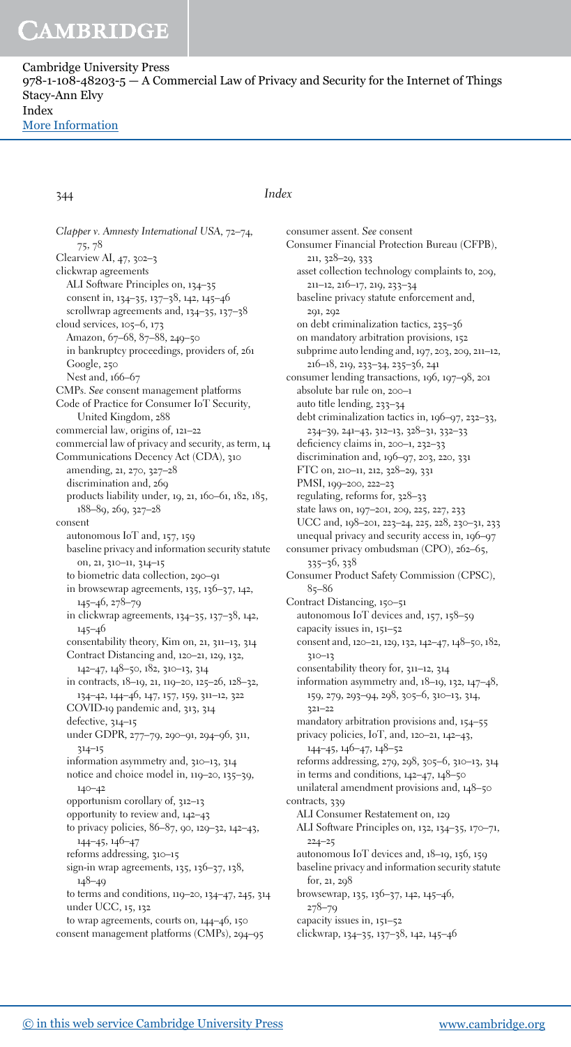*Clapper v. Amnesty International USA*, 72–74, 75, 78
Clearview AI, 47, 302–3
clickwrap agreements
  ALI Software Principles on, 134–35
  consent in, 134–35, 137–38, 142, 145–46
  scrollwrap agreements and, 134–35, 137–38
cloud services, 105–6, 173
  Amazon, 67–68, 87–88, 249–50
  in bankruptcy proceedings, providers of, 261
  Google, 250
  Nest and, 166–67
CMPs. *See* consent management platforms
Code of Practice for Consumer IoT Security, United Kingdom, 288
commercial law, origins of, 121–22
commercial law of privacy and security, as term, 14
Communications Decency Act (CDA), 310
  amending, 21, 270, 327–28
  discrimination and, 269
  products liability under, 19, 21, 160–61, 182, 185, 188–89, 269, 327–28
consent
  autonomous IoT and, 157, 159
  baseline privacy and information security statute on, 21, 310–11, 314–15
  to biometric data collection, 290–91
  in browsewrap agreements, 135, 136–37, 142, 145–46, 278–79
  in clickwrap agreements, 134–35, 137–38, 142, 145–46
  consentability theory, Kim on, 21, 311–13, 314
  Contract Distancing and, 120–21, 129, 132, 142–47, 148–50, 182, 310–13, 314
  in contracts, 18–19, 21, 119–20, 125–26, 128–32, 134–42, 144–46, 147, 157, 159, 311–12, 322
  COVID-19 pandemic and, 313, 314
  defective, 314–15
  under GDPR, 277–79, 290–91, 294–96, 311, 314–15
  information asymmetry and, 310–13, 314
  notice and choice model in, 119–20, 135–39, 140–42
  opportunism corollary of, 312–13
  opportunity to review and, 142–43
  to privacy policies, 86–87, 90, 129–32, 142–43, 144–45, 146–47
  reforms addressing, 310–15
  sign-in wrap agreements, 135, 136–37, 138, 148–49
  to terms and conditions, 119–20, 134–47, 245, 314
  under UCC, 15, 132
  to wrap agreements, courts on, 144–46, 150
consent management platforms (CMPs), 294–95
consumer assent. *See* consent
Consumer Financial Protection Bureau (CFPB), 211, 328–29, 333
  asset collection technology complaints to, 209, 211–12, 216–17, 219, 233–34
  baseline privacy statute enforcement and, 291, 292
  on debt criminalization tactics, 235–36
  on mandatory arbitration provisions, 152
  subprime auto lending and, 197, 203, 209, 211–12, 216–18, 219, 233–34, 235–36, 241
consumer lending transactions, 196, 197–98, 201
  absolute bar rule on, 200–1
  auto title lending, 233–34
  debt criminalization tactics in, 196–97, 232–33, 234–39, 241–43, 312–13, 328–31, 332–33
  deficiency claims in, 200–1, 232–33
  discrimination and, 196–97, 203, 220, 331
  FTC on, 210–11, 212, 328–29, 331
  PMSI, 199–200, 222–23
  regulating, reforms for, 328–33
  state laws on, 197–201, 209, 225, 227, 233
  UCC and, 198–201, 223–24, 225, 228, 230–31, 233
  unequal privacy and security access in, 196–97
consumer privacy ombudsman (CPO), 262–65, 335–36, 338
Consumer Product Safety Commission (CPSC), 85–86
Contract Distancing, 150–51
  autonomous IoT devices and, 157, 158–59
  capacity issues in, 151–52
  consent and, 120–21, 129, 132, 142–47, 148–50, 182, 310–13
  consentability theory for, 311–12, 314
  information asymmetry and, 18–19, 132, 147–48, 159, 279, 293–94, 298, 305–6, 310–13, 314, 321–22
  mandatory arbitration provisions and, 154–55
  privacy policies, IoT, and, 120–21, 142–43, 144–45, 146–47, 148–52
  reforms addressing, 279, 298, 305–6, 310–13, 314
  in terms and conditions, 142–47, 148–50
  unilateral amendment provisions and, 148–50
contracts, 339
  ALI Consumer Restatement on, 129
  ALI Software Principles on, 132, 134–35, 170–71, 224–25
  autonomous IoT devices and, 18–19, 156, 159
  baseline privacy and information security statute for, 21, 298
  browsewrap, 135, 136–37, 142, 145–46, 278–79
  capacity issues in, 151–52
  clickwrap, 134–35, 137–38, 142, 145–46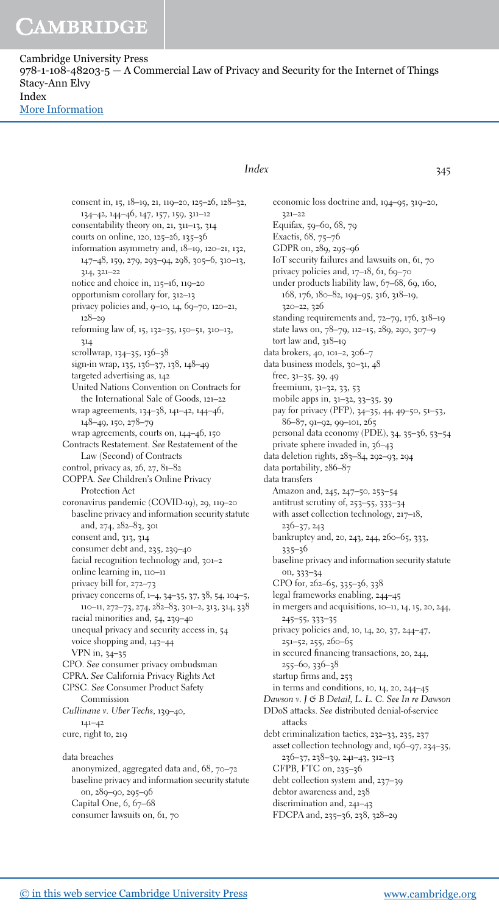consent in, 15, 18–19, 21, 119–20, 125–26, 128–32, 134–42, 144–46, 147, 157, 159, 311–12
  consentability theory on, 21, 311–13, 314
  courts on online, 120, 125–26, 135–36
  information asymmetry and, 18–19, 120–21, 132, 147–48, 159, 279, 293–94, 298, 305–6, 310–13, 314, 321–22
  notice and choice in, 115–16, 119–20
  opportunism corollary for, 312–13
  privacy policies and, 9–10, 14, 69–70, 120–21, 128–29
  reforming law of, 15, 132–35, 150–51, 310–13, 314
  scrollwrap, 134–35, 136–38
  sign-in wrap, 135, 136–37, 138, 148–49
  targeted advertising as, 142
  United Nations Convention on Contracts for the International Sale of Goods, 121–22
  wrap agreements, 134–38, 141–42, 144–46, 148–49, 150, 278–79
  wrap agreements, courts on, 144–46, 150
Contracts Restatement. *See* Restatement of the Law (Second) of Contracts
control, privacy as, 26, 27, 81–82
COPPA. *See* Children's Online Privacy Protection Act
coronavirus pandemic (COVID-19), 29, 119–20
  baseline privacy and information security statute and, 274, 282–83, 301
  consent and, 313, 314
  consumer debt and, 235, 239–40
  facial recognition technology and, 301–2
  online learning in, 110–11
  privacy bill for, 272–73
  privacy concerns of, 1–4, 34–35, 37, 38, 54, 104–5, 110–11, 272–73, 274, 282–83, 301–2, 313, 314, 338
  racial minorities and, 54, 239–40
  unequal privacy and security access in, 54
  voice shopping and, 143–44
  VPN in, 34–35
CPO. *See* consumer privacy ombudsman
CPRA. *See* California Privacy Rights Act
CPSC. *See* Consumer Product Safety Commission
*Cullinane v. Uber Techs*, 139–40, 141–42
cure, right to, 219

data breaches
  anonymized, aggregated data and, 68, 70–72
  baseline privacy and information security statute on, 289–90, 295–96
  Capital One, 6, 67–68
  consumer lawsuits on, 61, 70
  economic loss doctrine and, 194–95, 319–20, 321–22
  Equifax, 59–60, 68, 79
  Exactis, 68, 75–76
  GDPR on, 289, 295–96
  IoT security failures and lawsuits on, 61, 70
  privacy policies and, 17–18, 61, 69–70
  under products liability law, 67–68, 69, 160, 168, 176, 180–82, 194–95, 316, 318–19, 320–22, 326
  standing requirements and, 72–79, 176, 318–19
  state laws on, 78–79, 112–15, 289, 290, 307–9
  tort law and, 318–19
data brokers, 40, 101–2, 306–7
data business models, 30–31, 48
  free, 31–35, 39, 49
  freemium, 31–32, 33, 53
  mobile apps in, 31–32, 33–35, 39
  pay for privacy (PFP), 34–35, 44, 49–50, 51–53, 86–87, 91–92, 99–101, 265
  personal data economy (PDE), 34, 35–36, 53–54
  private sphere invaded in, 36–43
data deletion rights, 283–84, 292–93, 294
data portability, 286–87
data transfers
  Amazon and, 245, 247–50, 253–54
  antitrust scrutiny of, 253–55, 333–34
  with asset collection technology, 217–18, 236–37, 243
  bankruptcy and, 20, 243, 244, 260–65, 333, 335–36
  baseline privacy and information security statute on, 333–34
  CPO for, 262–65, 335–36, 338
  legal frameworks enabling, 244–45
  in mergers and acquisitions, 10–11, 14, 15, 20, 244, 245–55, 333–35
  privacy policies and, 10, 14, 20, 37, 244–47, 251–52, 255, 260–65
  in secured financing transactions, 20, 244, 255–60, 336–38
  startup firms and, 253
  in terms and conditions, 10, 14, 20, 244–45
*Dawson v. J & B Detail, L. L. C. See In re Dawson*
DDoS attacks. *See* distributed denial-of-service attacks
debt criminalization tactics, 232–33, 235, 237
  asset collection technology and, 196–97, 234–35, 236–37, 238–39, 241–43, 312–13
  CFPB, FTC on, 235–36
  debt collection system and, 237–39
  debtor awareness and, 238
  discrimination and, 241–43
  FDCPA and, 235–36, 238, 328–29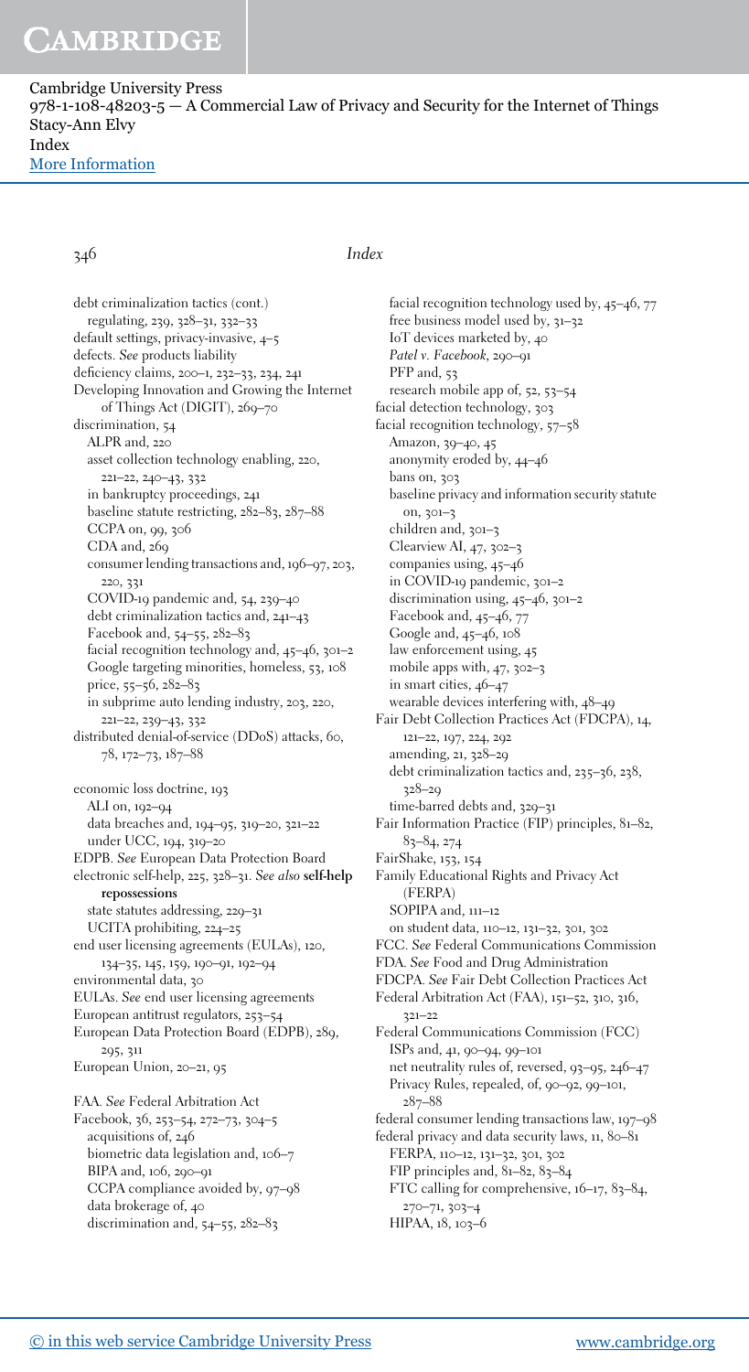debt criminalization tactics (cont.)
  regulating, 239, 328–31, 332–33
default settings, privacy-invasive, 4–5
defects. *See* products liability
deficiency claims, 200–1, 232–33, 234, 241
Developing Innovation and Growing the Internet of Things Act (DIGIT), 269–70
discrimination, 54
  ALPR and, 220
  asset collection technology enabling, 220, 221–22, 240–43, 332
  in bankruptcy proceedings, 241
  baseline statute restricting, 282–83, 287–88
  CCPA on, 99, 306
  CDA and, 269
  consumer lending transactions and, 196–97, 203, 220, 331
  COVID-19 pandemic and, 54, 239–40
  debt criminalization tactics and, 241–43
  Facebook and, 54–55, 282–83
  facial recognition technology and, 45–46, 301–2
  Google targeting minorities, homeless, 53, 108
  price, 55–56, 282–83
  in subprime auto lending industry, 203, 220, 221–22, 239–43, 332
distributed denial-of-service (DDoS) attacks, 60, 78, 172–73, 187–88

economic loss doctrine, 193
  ALI on, 192–94
  data breaches and, 194–95, 319–20, 321–22
  under UCC, 194, 319–20
EDPB. *See* European Data Protection Board
electronic self-help, 225, 328–31. *See also* **self-help repossessions**
  state statutes addressing, 229–31
  UCITA prohibiting, 224–25
end user licensing agreements (EULAs), 120, 134–35, 145, 159, 190–91, 192–94
environmental data, 30
EULAs. *See* end user licensing agreements
European antitrust regulators, 253–54
European Data Protection Board (EDPB), 289, 295, 311
European Union, 20–21, 95

FAA. *See* Federal Arbitration Act
Facebook, 36, 253–54, 272–73, 304–5
  acquisitions of, 246
  biometric data legislation and, 106–7
  BIPA and, 106, 290–91
  CCPA compliance avoided by, 97–98
  data brokerage of, 40
  discrimination and, 54–55, 282–83
  facial recognition technology used by, 45–46, 77
  free business model used by, 31–32
  IoT devices marketed by, 40
  *Patel v. Facebook*, 290–91
  PFP and, 53
  research mobile app of, 52, 53–54
facial detection technology, 303
facial recognition technology, 57–58
  Amazon, 39–40, 45
  anonymity eroded by, 44–46
  bans on, 303
  baseline privacy and information security statute on, 301–3
  children and, 301–3
  Clearview AI, 47, 302–3
  companies using, 45–46
  in COVID-19 pandemic, 301–2
  discrimination using, 45–46, 301–2
  Facebook and, 45–46, 77
  Google and, 45–46, 108
  law enforcement using, 45
  mobile apps with, 47, 302–3
  in smart cities, 46–47
  wearable devices interfering with, 48–49
Fair Debt Collection Practices Act (FDCPA), 14, 121–22, 197, 224, 292
  amending, 21, 328–29
  debt criminalization tactics and, 235–36, 238, 328–29
  time-barred debts and, 329–31
Fair Information Practice (FIP) principles, 81–82, 83–84, 274
FairShake, 153, 154
Family Educational Rights and Privacy Act (FERPA)
  SOPIPA and, 111–12
  on student data, 110–12, 131–32, 301, 302
FCC. *See* Federal Communications Commission
FDA. *See* Food and Drug Administration
FDCPA. *See* Fair Debt Collection Practices Act
Federal Arbitration Act (FAA), 151–52, 310, 316, 321–22
Federal Communications Commission (FCC)
  ISPs and, 41, 90–94, 99–101
  net neutrality rules of, reversed, 93–95, 246–47
  Privacy Rules, repealed, of, 90–92, 99–101, 287–88
federal consumer lending transactions law, 197–98
federal privacy and data security laws, 11, 80–81
  FERPA, 110–12, 131–32, 301, 302
  FIP principles and, 81–82, 83–84
  FTC calling for comprehensive, 16–17, 83–84, 270–71, 303–4
  HIPAA, 18, 103–6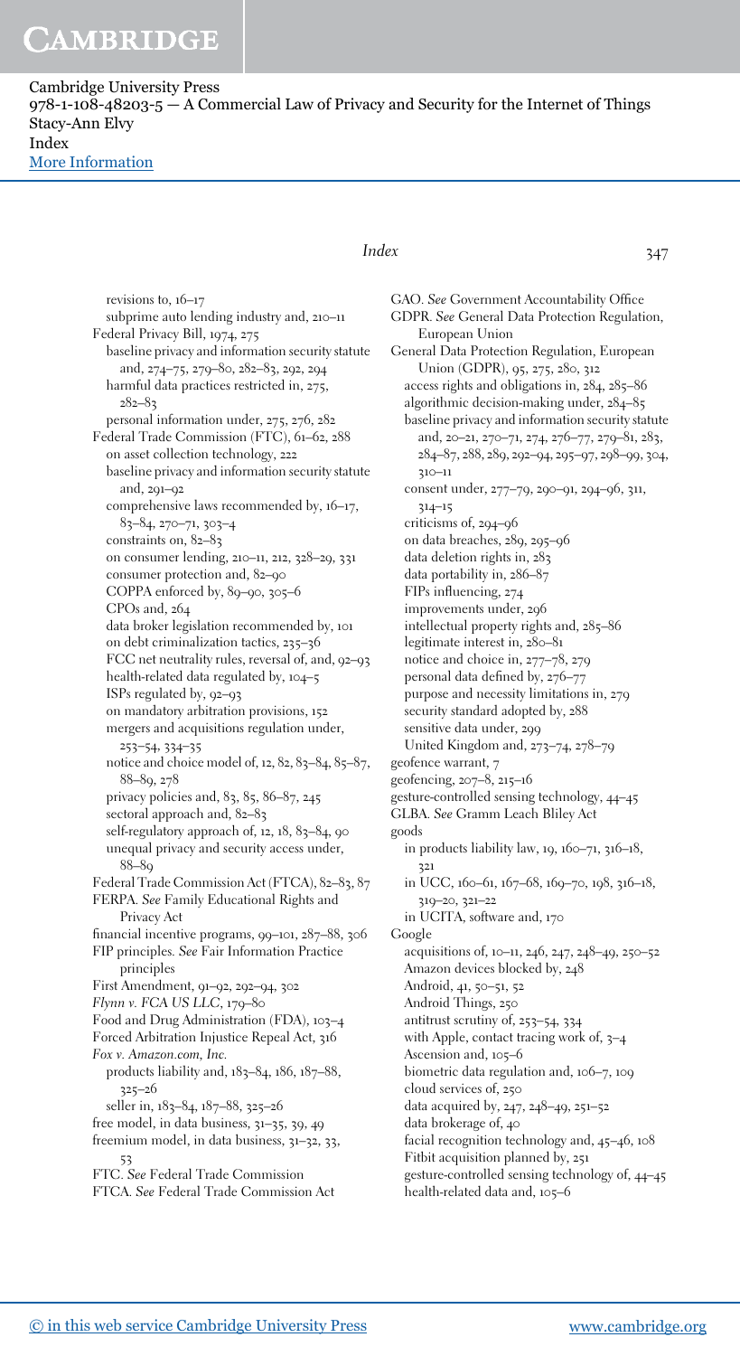revisions to, 16–17
  subprime auto lending industry and, 210–11
Federal Privacy Bill, 1974, 275
  baseline privacy and information security statute and, 274–75, 279–80, 282–83, 292, 294
  harmful data practices restricted in, 275, 282–83
  personal information under, 275, 276, 282
Federal Trade Commission (FTC), 61–62, 288
  on asset collection technology, 222
  baseline privacy and information security statute and, 291–92
  comprehensive laws recommended by, 16–17, 83–84, 270–71, 303–4
  constraints on, 82–83
  on consumer lending, 210–11, 212, 328–29, 331
  consumer protection and, 82–90
  COPPA enforced by, 89–90, 305–6
  CPOs and, 264
  data broker legislation recommended by, 101
  on debt criminalization tactics, 235–36
  FCC net neutrality rules, reversal of, and, 92–93
  health-related data regulated by, 104–5
  ISPs regulated by, 92–93
  on mandatory arbitration provisions, 152
  mergers and acquisitions regulation under, 253–54, 334–35
  notice and choice model of, 12, 82, 83–84, 85–87, 88–89, 278
  privacy policies and, 83, 85, 86–87, 245
  sectoral approach and, 82–83
  self-regulatory approach of, 12, 18, 83–84, 90
  unequal privacy and security access under, 88–89
Federal Trade Commission Act (FTCA), 82–83, 87
FERPA. *See* Family Educational Rights and Privacy Act
financial incentive programs, 99–101, 287–88, 306
FIP principles. *See* Fair Information Practice principles
First Amendment, 91–92, 292–94, 302
*Flynn v. FCA US LLC*, 179–80
Food and Drug Administration (FDA), 103–4
Forced Arbitration Injustice Repeal Act, 316
*Fox v. Amazon.com, Inc.*
  products liability and, 183–84, 186, 187–88, 325–26
  seller in, 183–84, 187–88, 325–26
free model, in data business, 31–35, 39, 49
freemium model, in data business, 31–32, 33, 53
FTC. *See* Federal Trade Commission
FTCA. *See* Federal Trade Commission Act

GAO. *See* Government Accountability Office
GDPR. *See* General Data Protection Regulation, European Union
General Data Protection Regulation, European Union (GDPR), 95, 275, 280, 312
  access rights and obligations in, 284, 285–86
  algorithmic decision-making under, 284–85
  baseline privacy and information security statute and, 20–21, 270–71, 274, 276–77, 279–81, 283, 284–87, 288, 289, 292–94, 295–97, 298–99, 304, 310–11
  consent under, 277–79, 290–91, 294–96, 311, 314–15
  criticisms of, 294–96
  on data breaches, 289, 295–96
  data deletion rights in, 283
  data portability in, 286–87
  FIPs influencing, 274
  improvements under, 296
  intellectual property rights and, 285–86
  legitimate interest in, 280–81
  notice and choice in, 277–78, 279
  personal data defined by, 276–77
  purpose and necessity limitations in, 279
  security standard adopted by, 288
  sensitive data under, 299
  United Kingdom and, 273–74, 278–79
geofence warrant, 7
geofencing, 207–8, 215–16
gesture-controlled sensing technology, 44–45
GLBA. *See* Gramm Leach Bliley Act
goods
  in products liability law, 19, 160–71, 316–18, 321
  in UCC, 160–61, 167–68, 169–70, 198, 316–18, 319–20, 321–22
  in UCITA, software and, 170
Google
  acquisitions of, 10–11, 246, 247, 248–49, 250–52
  Amazon devices blocked by, 248
  Android, 41, 50–51, 52
  Android Things, 250
  antitrust scrutiny of, 253–54, 334
  with Apple, contact tracing work of, 3–4
  Ascension and, 105–6
  biometric data regulation and, 106–7, 109
  cloud services of, 250
  data acquired by, 247, 248–49, 251–52
  data brokerage of, 40
  facial recognition technology and, 45–46, 108
  Fitbit acquisition planned by, 251
  gesture-controlled sensing technology of, 44–45
  health-related data and, 105–6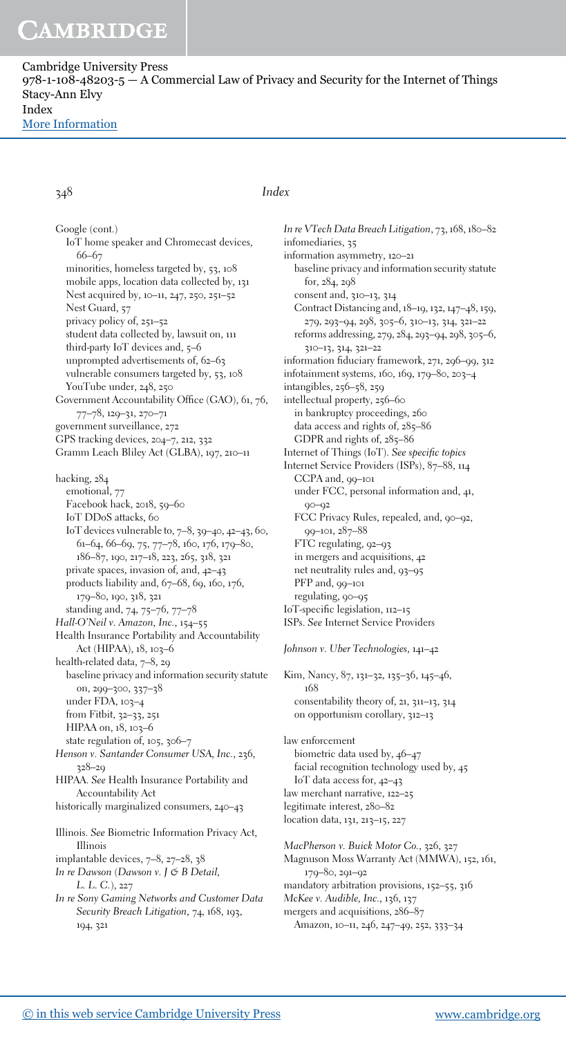Google (cont.)
  IoT home speaker and Chromecast devices, 66–67
  minorities, homeless targeted by, 53, 108
  mobile apps, location data collected by, 131
  Nest acquired by, 10–11, 247, 250, 251–52
  Nest Guard, 57
  privacy policy of, 251–52
  student data collected by, lawsuit on, 111
  third-party IoT devices and, 5–6
  unprompted advertisements of, 62–63
  vulnerable consumers targeted by, 53, 108
  YouTube under, 248, 250
Government Accountability Office (GAO), 61, 76, 77–78, 129–31, 270–71
government surveillance, 272
GPS tracking devices, 204–7, 212, 332
Gramm Leach Bliley Act (GLBA), 197, 210–11

hacking, 284
  emotional, 77
  Facebook hack, 2018, 59–60
  IoT DDoS attacks, 60
  IoT devices vulnerable to, 7–8, 39–40, 42–43, 60, 61–64, 66–69, 75, 77–78, 160, 176, 179–80, 186–87, 190, 217–18, 223, 265, 318, 321
  private spaces, invasion of, and, 42–43
  products liability and, 67–68, 69, 160, 176, 179–80, 190, 318, 321
  standing and, 74, 75–76, 77–78
*Hall-O'Neil v. Amazon, Inc.*, 154–55
Health Insurance Portability and Accountability Act (HIPAA), 18, 103–6
health-related data, 7–8, 29
  baseline privacy and information security statute on, 299–300, 337–38
  under FDA, 103–4
  from Fitbit, 32–33, 251
  HIPAA on, 18, 103–6
  state regulation of, 105, 306–7
*Henson v. Santander Consumer USA, Inc.*, 236, 328–29
HIPAA. *See* Health Insurance Portability and Accountability Act
historically marginalized consumers, 240–43

Illinois. *See* Biometric Information Privacy Act, Illinois
implantable devices, 7–8, 27–28, 38
*In re Dawson (Dawson v. J & B Detail, L. L. C.)*, 227
*In re Sony Gaming Networks and Customer Data Security Breach Litigation*, 74, 168, 193, 194, 321
*In re VTech Data Breach Litigation*, 73, 168, 180–82
infomediaries, 35
information asymmetry, 120–21
  baseline privacy and information security statute for, 284, 298
  consent and, 310–13, 314
  Contract Distancing and, 18–19, 132, 147–48, 159, 279, 293–94, 298, 305–6, 310–13, 314, 321–22
  reforms addressing, 279, 284, 293–94, 298, 305–6, 310–13, 314, 321–22
information fiduciary framework, 271, 296–99, 312
infotainment systems, 160, 169, 179–80, 203–4
intangibles, 256–58, 259
intellectual property, 256–60
  in bankruptcy proceedings, 260
  data access and rights of, 285–86
  GDPR and rights of, 285–86
Internet of Things (IoT). *See specific topics*
Internet Service Providers (ISPs), 87–88, 114
  CCPA and, 99–101
  under FCC, personal information and, 41, 90–92
  FCC Privacy Rules, repealed, and, 90–92, 99–101, 287–88
  FTC regulating, 92–93
  in mergers and acquisitions, 42
  net neutrality rules and, 93–95
  PFP and, 99–101
  regulating, 90–95
IoT-specific legislation, 112–15
ISPs. *See* Internet Service Providers

*Johnson v. Uber Technologies*, 141–42

Kim, Nancy, 87, 131–32, 135–36, 145–46, 168
  consentability theory of, 21, 311–13, 314
  on opportunism corollary, 312–13

law enforcement
  biometric data used by, 46–47
  facial recognition technology used by, 45
  IoT data access for, 42–43
law merchant narrative, 122–25
legitimate interest, 280–82
location data, 131, 213–15, 227

*MacPherson v. Buick Motor Co.*, 326, 327
Magnuson Moss Warranty Act (MMWA), 152, 161, 179–80, 291–92
mandatory arbitration provisions, 152–55, 316
*McKee v. Audible, Inc.*, 136, 137
mergers and acquisitions, 286–87
  Amazon, 10–11, 246, 247–49, 252, 333–34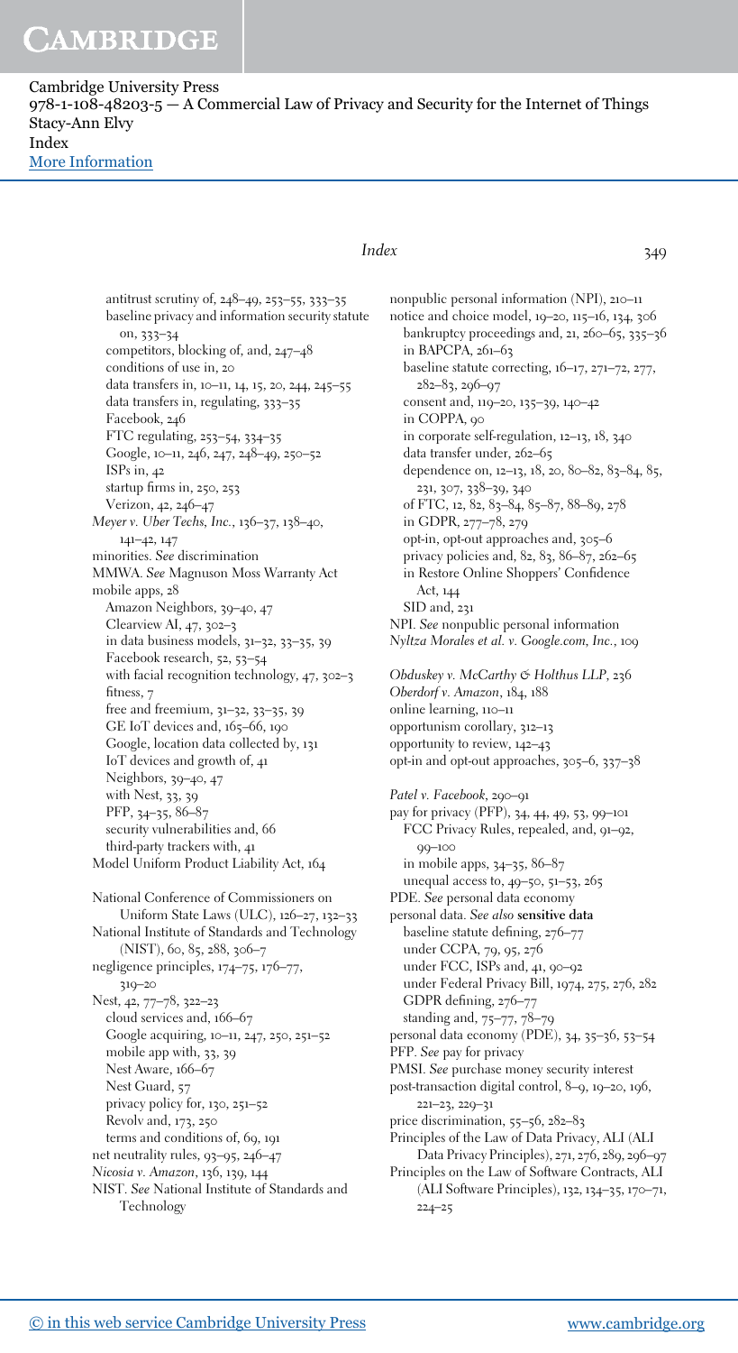antitrust scrutiny of, 248–49, 253–55, 333–35
  baseline privacy and information security statute on, 333–34
  competitors, blocking of, and, 247–48
  conditions of use in, 20
  data transfers in, 10–11, 14, 15, 20, 244, 245–55
  data transfers in, regulating, 333–35
  Facebook, 246
  FTC regulating, 253–54, 334–35
  Google, 10–11, 246, 247, 248–49, 250–52
  ISPs in, 42
  startup firms in, 250, 253
  Verizon, 42, 246–47

*Meyer v. Uber Techs, Inc.*, 136–37, 138–40, 141–42, 147

minorities. *See* discrimination

MMWA. *See* Magnuson Moss Warranty Act

mobile apps, 28
  Amazon Neighbors, 39–40, 47
  Clearview AI, 47, 302–3
  in data business models, 31–32, 33–35, 39
  Facebook research, 52, 53–54
  with facial recognition technology, 47, 302–3
  fitness, 7
  free and freemium, 31–32, 33–35, 39
  GE IoT devices and, 165–66, 190
  Google, location data collected by, 131
  IoT devices and growth of, 41
  Neighbors, 39–40, 47
  with Nest, 33, 39
  PFP, 34–35, 86–87
  security vulnerabilities and, 66
  third-party trackers with, 41

Model Uniform Product Liability Act, 164

National Conference of Commissioners on Uniform State Laws (ULC), 126–27, 132–33

National Institute of Standards and Technology (NIST), 60, 85, 288, 306–7

negligence principles, 174–75, 176–77, 319–20

Nest, 42, 77–78, 322–23
  cloud services and, 166–67
  Google acquiring, 10–11, 247, 250, 251–52
  mobile app with, 33, 39
  Nest Aware, 166–67
  Nest Guard, 57
  privacy policy for, 130, 251–52
  Revolv and, 173, 250
  terms and conditions of, 69, 191

net neutrality rules, 93–95, 246–47

*Nicosia v. Amazon*, 136, 139, 144

NIST. *See* National Institute of Standards and Technology

nonpublic personal information (NPI), 210–11

notice and choice model, 19–20, 115–16, 134, 306
  bankruptcy proceedings and, 21, 260–65, 335–36
  in BAPCPA, 261–63
  baseline statute correcting, 16–17, 271–72, 277, 282–83, 296–97
  consent and, 119–20, 135–39, 140–42
  in COPPA, 90
  in corporate self-regulation, 12–13, 18, 340
  data transfer under, 262–65
  dependence on, 12–13, 18, 20, 80–82, 83–84, 85, 231, 307, 338–39, 340
  of FTC, 12, 82, 83–84, 85–87, 88–89, 278
  in GDPR, 277–78, 279
  opt-in, opt-out approaches and, 305–6
  privacy policies and, 82, 83, 86–87, 262–65
  in Restore Online Shoppers' Confidence Act, 144
  SID and, 231

NPI. *See* nonpublic personal information

*Nyltza Morales et al. v. Google.com, Inc.*, 109

*Obduskey v. McCarthy & Holthus LLP*, 236

*Oberdorf v. Amazon*, 184, 188

online learning, 110–11

opportunism corollary, 312–13

opportunity to review, 142–43

opt-in and opt-out approaches, 305–6, 337–38

*Patel v. Facebook*, 290–91

pay for privacy (PFP), 34, 44, 49, 53, 99–101
  FCC Privacy Rules, repealed, and, 91–92, 99–100
  in mobile apps, 34–35, 86–87
  unequal access to, 49–50, 51–53, 265

PDE. *See* personal data economy

personal data. *See also* **sensitive data**
  baseline statute defining, 276–77
  under CCPA, 79, 95, 276
  under FCC, ISPs and, 41, 90–92
  under Federal Privacy Bill, 1974, 275, 276, 282
  GDPR defining, 276–77
  standing and, 75–77, 78–79

personal data economy (PDE), 34, 35–36, 53–54

PFP. *See* pay for privacy

PMSI. *See* purchase money security interest

post-transaction digital control, 8–9, 19–20, 196, 221–23, 229–31

price discrimination, 55–56, 282–83

Principles of the Law of Data Privacy, ALI (ALI Data Privacy Principles), 271, 276, 289, 296–97

Principles on the Law of Software Contracts, ALI (ALI Software Principles), 132, 134–35, 170–71, 224–25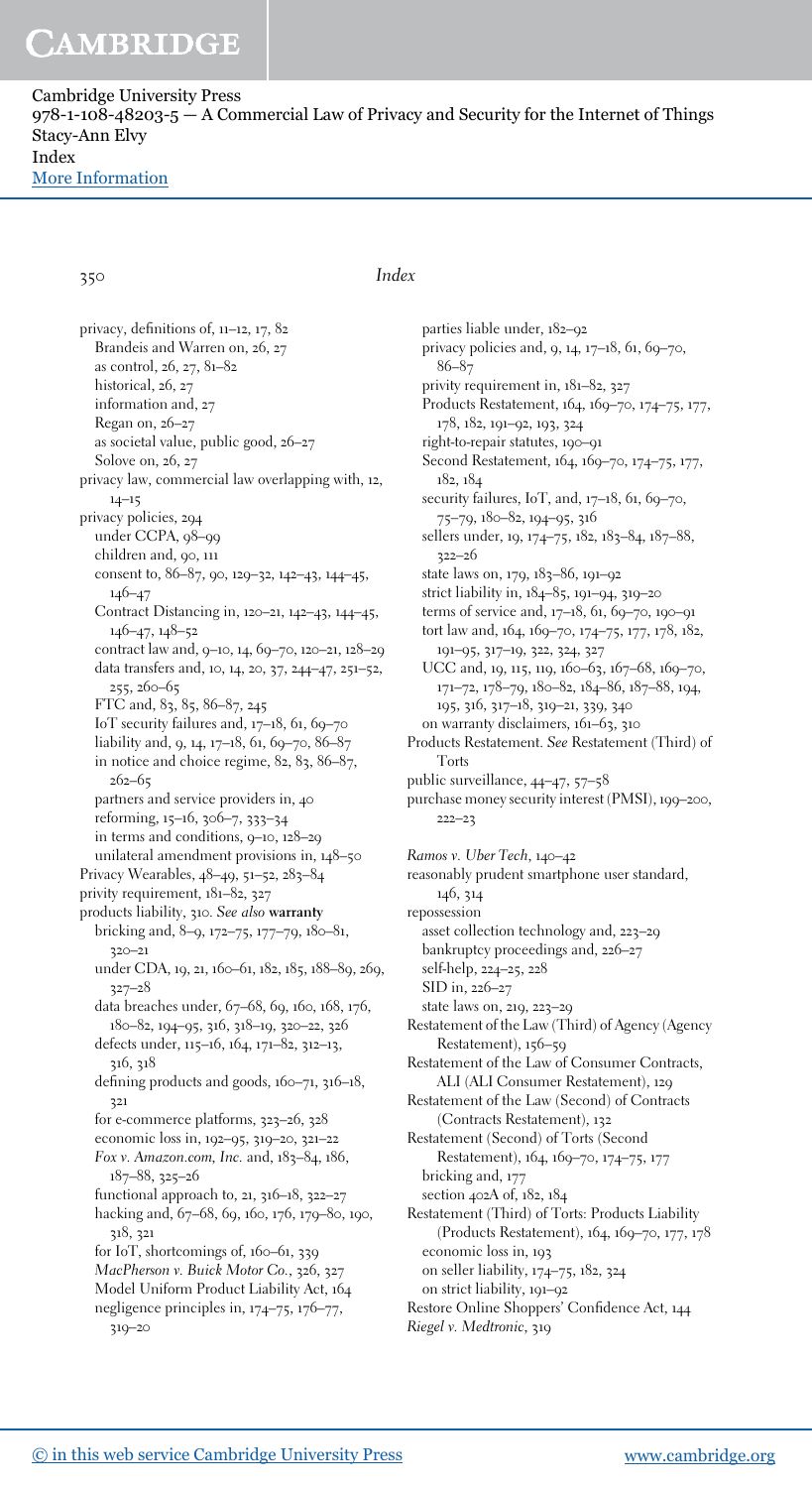privacy, definitions of, 11–12, 17, 82
  Brandeis and Warren on, 26, 27
  as control, 26, 27, 81–82
  historical, 26, 27
  information and, 27
  Regan on, 26–27
  as societal value, public good, 26–27
  Solove on, 26, 27
privacy law, commercial law overlapping with, 12, 14–15
privacy policies, 294
  under CCPA, 98–99
  children and, 90, 111
  consent to, 86–87, 90, 129–32, 142–43, 144–45, 146–47
  Contract Distancing in, 120–21, 142–43, 144–45, 146–47, 148–52
  contract law and, 9–10, 14, 69–70, 120–21, 128–29
  data transfers and, 10, 14, 20, 37, 244–47, 251–52, 255, 260–65
  FTC and, 83, 85, 86–87, 245
  IoT security failures and, 17–18, 61, 69–70
  liability and, 9, 14, 17–18, 61, 69–70, 86–87
  in notice and choice regime, 82, 83, 86–87, 262–65
  partners and service providers in, 40
  reforming, 15–16, 306–7, 333–34
  in terms and conditions, 9–10, 128–29
  unilateral amendment provisions in, 148–50
Privacy Wearables, 48–49, 51–52, 283–84
privity requirement, 181–82, 327
products liability, 310. *See also* **warranty**
  bricking and, 8–9, 172–75, 177–79, 180–81, 320–21
  under CDA, 19, 21, 160–61, 182, 185, 188–89, 269, 327–28
  data breaches under, 67–68, 69, 160, 168, 176, 180–82, 194–95, 316, 318–19, 320–22, 326
  defects under, 115–16, 164, 171–82, 312–13, 316, 318
  defining products and goods, 160–71, 316–18, 321
  for e-commerce platforms, 323–26, 328
  economic loss in, 192–95, 319–20, 321–22
  *Fox v. Amazon.com, Inc.* and, 183–84, 186, 187–88, 325–26
  functional approach to, 21, 316–18, 322–27
  hacking and, 67–68, 69, 160, 176, 179–80, 190, 318, 321
  for IoT, shortcomings of, 160–61, 339
  *MacPherson v. Buick Motor Co.*, 326, 327
  Model Uniform Product Liability Act, 164
  negligence principles in, 174–75, 176–77, 319–20
  parties liable under, 182–92
  privacy policies and, 9, 14, 17–18, 61, 69–70, 86–87
  privity requirement in, 181–82, 327
  Products Restatement, 164, 169–70, 174–75, 177, 178, 182, 191–92, 193, 324
  right-to-repair statutes, 190–91
  Second Restatement, 164, 169–70, 174–75, 177, 182, 184
  security failures, IoT, and, 17–18, 61, 69–70, 75–79, 180–82, 194–95, 316
  sellers under, 19, 174–75, 182, 183–84, 187–88, 322–26
  state laws on, 179, 183–86, 191–92
  strict liability in, 184–85, 191–94, 319–20
  terms of service and, 17–18, 61, 69–70, 190–91
  tort law and, 164, 169–70, 174–75, 177, 178, 182, 191–95, 317–19, 322, 324, 327
  UCC and, 19, 115, 119, 160–63, 167–68, 169–70, 171–72, 178–79, 180–82, 184–86, 187–88, 194, 195, 316, 317–18, 319–21, 339, 340
  on warranty disclaimers, 161–63, 310
Products Restatement. *See* Restatement (Third) of Torts
public surveillance, 44–47, 57–58
purchase money security interest (PMSI), 199–200, 222–23

*Ramos v. Uber Tech*, 140–42
reasonably prudent smartphone user standard, 146, 314
repossession
  asset collection technology and, 223–29
  bankruptcy proceedings and, 226–27
  self-help, 224–25, 228
  SID in, 226–27
  state laws on, 219, 223–29
Restatement of the Law (Third) of Agency (Agency Restatement), 156–59
Restatement of the Law of Consumer Contracts, ALI (ALI Consumer Restatement), 129
Restatement of the Law (Second) of Contracts (Contracts Restatement), 132
Restatement (Second) of Torts (Second Restatement), 164, 169–70, 174–75, 177
  bricking and, 177
  section 402A of, 182, 184
Restatement (Third) of Torts: Products Liability (Products Restatement), 164, 169–70, 177, 178
  economic loss in, 193
  on seller liability, 174–75, 182, 324
  on strict liability, 191–92
Restore Online Shoppers' Confidence Act, 144
*Riegel v. Medtronic*, 319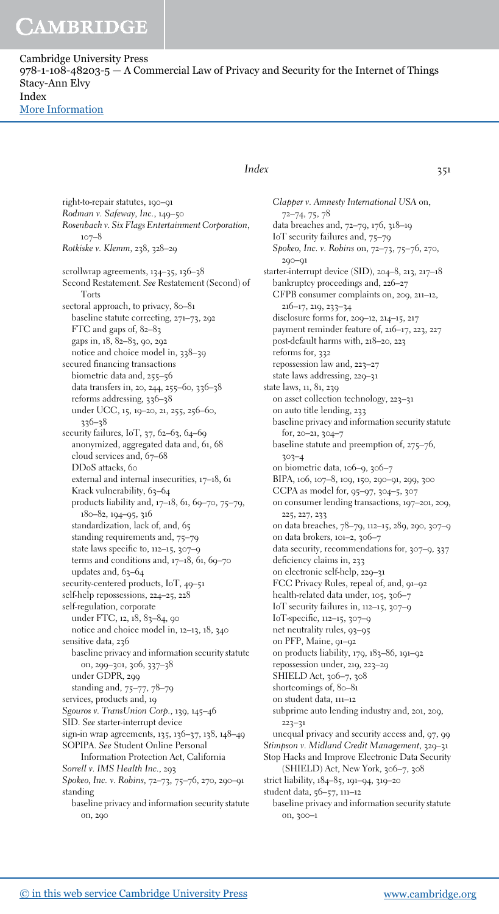right-to-repair statutes, 190–91
*Rodman v. Safeway, Inc.*, 149–50
*Rosenbach v. Six Flags Entertainment Corporation*, 107–8
*Rotkiske v. Klemm*, 238, 328–29

scrollwrap agreements, 134–35, 136–38
Second Restatement. *See* Restatement (Second) of Torts
sectoral approach, to privacy, 80–81
  baseline statute correcting, 271–73, 292
  FTC and gaps of, 82–83
  gaps in, 18, 82–83, 90, 292
  notice and choice model in, 338–39
secured financing transactions
  biometric data and, 255–56
  data transfers in, 20, 244, 255–60, 336–38
  reforms addressing, 336–38
  under UCC, 15, 19–20, 21, 255, 256–60, 336–38
security failures, IoT, 37, 62–63, 64–69
  anonymized, aggregated data and, 61, 68
  cloud services and, 67–68
  DDoS attacks, 60
  external and internal insecurities, 17–18, 61
  Krack vulnerability, 63–64
  products liability and, 17–18, 61, 69–70, 75–79, 180–82, 194–95, 316
  standardization, lack of, and, 65
  standing requirements and, 75–79
  state laws specific to, 112–15, 307–9
  terms and conditions and, 17–18, 61, 69–70
  updates and, 63–64
security-centered products, IoT, 49–51
self-help repossessions, 224–25, 228
self-regulation, corporate
  under FTC, 12, 18, 83–84, 90
  notice and choice model in, 12–13, 18, 340
sensitive data, 236
  baseline privacy and information security statute on, 299–301, 306, 337–38
  under GDPR, 299
  standing and, 75–77, 78–79
services, products and, 19
*Sgouros v. TransUnion Corp.*, 139, 145–46
SID. *See* starter-interrupt device
sign-in wrap agreements, 135, 136–37, 138, 148–49
SOPIPA. *See* Student Online Personal Information Protection Act, California
*Sorrell v. IMS Health Inc.*, 293
*Spokeo, Inc. v. Robins*, 72–73, 75–76, 270, 290–91
standing
  baseline privacy and information security statute on, 290
  *Clapper v. Amnesty International USA* on, 72–74, 75, 78
  data breaches and, 72–79, 176, 318–19
  IoT security failures and, 75–79
  *Spokeo, Inc. v. Robins* on, 72–73, 75–76, 270, 290–91
starter-interrupt device (SID), 204–8, 213, 217–18
  bankruptcy proceedings and, 226–27
  CFPB consumer complaints on, 209, 211–12, 216–17, 219, 233–34
  disclosure forms for, 209–12, 214–15, 217
  payment reminder feature of, 216–17, 223, 227
  post-default harms with, 218–20, 223
  reforms for, 332
  repossession law and, 223–27
  state laws addressing, 229–31
state laws, 11, 81, 239
  on asset collection technology, 223–31
  on auto title lending, 233
  baseline privacy and information security statute for, 20–21, 304–7
  baseline statute and preemption of, 275–76, 303–4
  on biometric data, 106–9, 306–7
  BIPA, 106, 107–8, 109, 150, 290–91, 299, 300
  CCPA as model for, 95–97, 304–5, 307
  on consumer lending transactions, 197–201, 209, 225, 227, 233
  on data breaches, 78–79, 112–15, 289, 290, 307–9
  on data brokers, 101–2, 306–7
  data security, recommendations for, 307–9, 337
  deficiency claims in, 233
  on electronic self-help, 229–31
  FCC Privacy Rules, repeal of, and, 91–92
  health-related data under, 105, 306–7
  IoT security failures in, 112–15, 307–9
  IoT-specific, 112–15, 307–9
  net neutrality rules, 93–95
  on PFP, Maine, 91–92
  on products liability, 179, 183–86, 191–92
  repossession under, 219, 223–29
  SHIELD Act, 306–7, 308
  shortcomings of, 80–81
  on student data, 111–12
  subprime auto lending industry and, 201, 209, 223–31
  unequal privacy and security access and, 97, 99
*Stimpson v. Midland Credit Management*, 329–31
Stop Hacks and Improve Electronic Data Security (SHIELD) Act, New York, 306–7, 308
strict liability, 184–85, 191–94, 319–20
student data, 56–57, 111–12
  baseline privacy and information security statute on, 300–1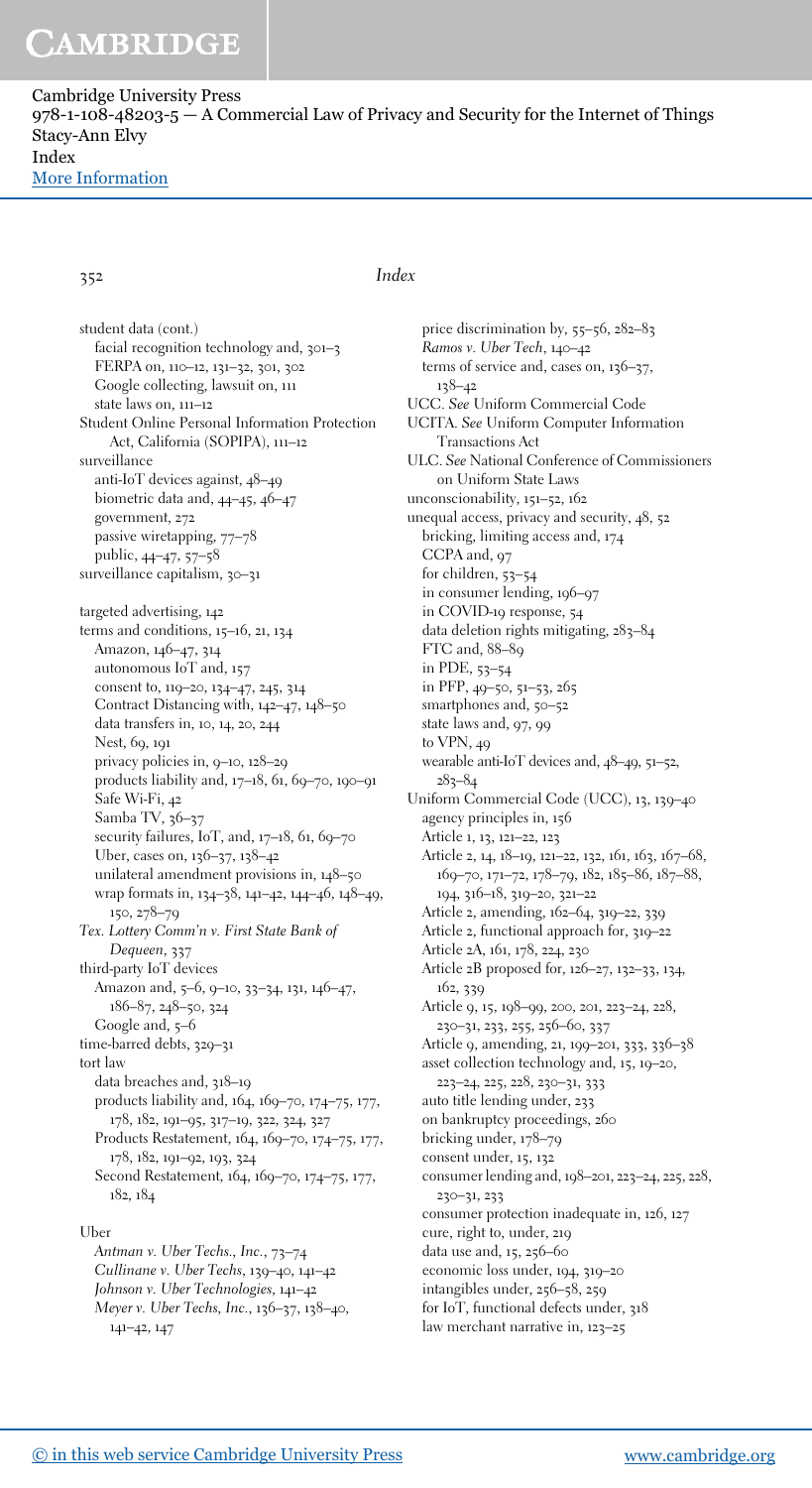student data (cont.)
  facial recognition technology and, 301–3
  FERPA on, 110–12, 131–32, 301, 302
  Google collecting, lawsuit on, 111
  state laws on, 111–12
Student Online Personal Information Protection Act, California (SOPIPA), 111–12
surveillance
  anti-IoT devices against, 48–49
  biometric data and, 44–45, 46–47
  government, 272
  passive wiretapping, 77–78
  public, 44–47, 57–58
surveillance capitalism, 30–31

targeted advertising, 142
terms and conditions, 15–16, 21, 134
  Amazon, 146–47, 314
  autonomous IoT and, 157
  consent to, 119–20, 134–47, 245, 314
  Contract Distancing with, 142–47, 148–50
  data transfers in, 10, 14, 20, 244
  Nest, 69, 191
  privacy policies in, 9–10, 128–29
  products liability and, 17–18, 61, 69–70, 190–91
  Safe Wi-Fi, 42
  Samba TV, 36–37
  security failures, IoT, and, 17–18, 61, 69–70
  Uber, cases on, 136–37, 138–42
  unilateral amendment provisions in, 148–50
  wrap formats in, 134–38, 141–42, 144–46, 148–49, 150, 278–79
*Tex. Lottery Comm'n v. First State Bank of Dequeen*, 337
third-party IoT devices
  Amazon and, 5–6, 9–10, 33–34, 131, 146–47, 186–87, 248–50, 324
  Google and, 5–6
time-barred debts, 329–31
tort law
  data breaches and, 318–19
  products liability and, 164, 169–70, 174–75, 177, 178, 182, 191–95, 317–19, 322, 324, 327
  Products Restatement, 164, 169–70, 174–75, 177, 178, 182, 191–92, 193, 324
  Second Restatement, 164, 169–70, 174–75, 177, 182, 184

Uber
  *Antman v. Uber Techs., Inc.*, 73–74
  *Cullinane v. Uber Techs*, 139–40, 141–42
  *Johnson v. Uber Technologies*, 141–42
  *Meyer v. Uber Techs, Inc.*, 136–37, 138–40, 141–42, 147
  price discrimination by, 55–56, 282–83
  *Ramos v. Uber Tech*, 140–42
  terms of service and, cases on, 136–37, 138–42
UCC. *See* Uniform Commercial Code
UCITA. *See* Uniform Computer Information Transactions Act
ULC. *See* National Conference of Commissioners on Uniform State Laws
unconscionability, 151–52, 162
unequal access, privacy and security, 48, 52
  bricking, limiting access and, 174
  CCPA and, 97
  for children, 53–54
  in consumer lending, 196–97
  in COVID-19 response, 54
  data deletion rights mitigating, 283–84
  FTC and, 88–89
  in PDE, 53–54
  in PFP, 49–50, 51–53, 265
  smartphones and, 50–52
  state laws and, 97, 99
  to VPN, 49
  wearable anti-IoT devices and, 48–49, 51–52, 283–84
Uniform Commercial Code (UCC), 13, 139–40
  agency principles in, 156
  Article 1, 13, 121–22, 123
  Article 2, 14, 18–19, 121–22, 132, 161, 163, 167–68, 169–70, 171–72, 178–79, 182, 185–86, 187–88, 194, 316–18, 319–20, 321–22
  Article 2, amending, 162–64, 319–22, 339
  Article 2, functional approach for, 319–22
  Article 2A, 161, 178, 224, 230
  Article 2B proposed for, 126–27, 132–33, 134, 162, 339
  Article 9, 15, 198–99, 200, 201, 223–24, 228, 230–31, 233, 255, 256–60, 337
  Article 9, amending, 21, 199–201, 333, 336–38
  asset collection technology and, 15, 19–20, 223–24, 225, 228, 230–31, 333
  auto title lending under, 233
  on bankruptcy proceedings, 260
  bricking under, 178–79
  consent under, 15, 132
  consumer lending and, 198–201, 223–24, 225, 228, 230–31, 233
  consumer protection inadequate in, 126, 127
  cure, right to, under, 219
  data use and, 15, 256–60
  economic loss under, 194, 319–20
  intangibles under, 256–58, 259
  for IoT, functional defects under, 318
  law merchant narrative in, 123–25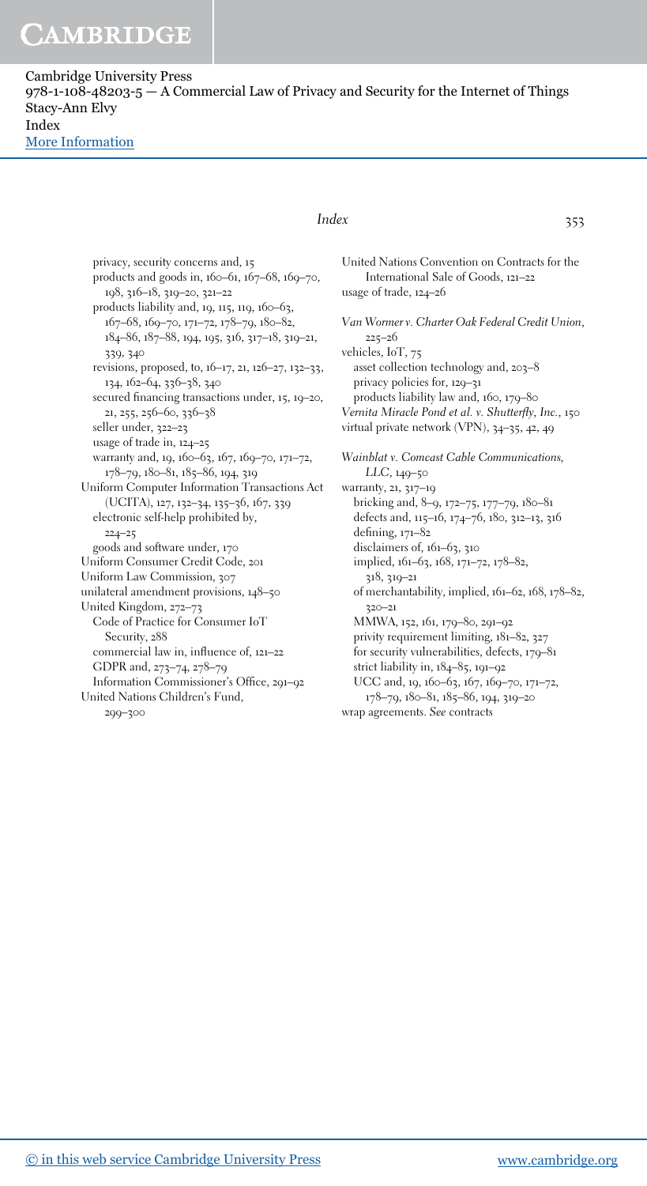privacy, security concerns and, 15
products and goods in, 160–61, 167–68, 169–70, 198, 316–18, 319–20, 321–22
products liability and, 19, 115, 119, 160–63, 167–68, 169–70, 171–72, 178–79, 180–82, 184–86, 187–88, 194, 195, 316, 317–18, 319–21, 339, 340
revisions, proposed, to, 16–17, 21, 126–27, 132–33, 134, 162–64, 336–38, 340
secured financing transactions under, 15, 19–20, 21, 255, 256–60, 336–38
seller under, 322–23
usage of trade in, 124–25
warranty and, 19, 160–63, 167, 169–70, 171–72, 178–79, 180–81, 185–86, 194, 319

Uniform Computer Information Transactions Act (UCITA), 127, 132–34, 135–36, 167, 339
electronic self-help prohibited by, 224–25
goods and software under, 170

Uniform Consumer Credit Code, 201
Uniform Law Commission, 307
unilateral amendment provisions, 148–50
United Kingdom, 272–73
Code of Practice for Consumer IoT Security, 288
commercial law in, influence of, 121–22
GDPR and, 273–74, 278–79
Information Commissioner's Office, 291–92

United Nations Children's Fund, 299–300
United Nations Convention on Contracts for the International Sale of Goods, 121–22
usage of trade, 124–26

*Van Wormer v. Charter Oak Federal Credit Union*, 225–26
vehicles, IoT, 75
asset collection technology and, 203–8
privacy policies for, 129–31
products liability law and, 160, 179–80
*Vernita Miracle Pond et al. v. Shutterfly, Inc.*, 150
virtual private network (VPN), 34–35, 42, 49

*Wainblat v. Comcast Cable Communications, LLC*, 149–50
warranty, 21, 317–19
bricking and, 8–9, 172–75, 177–79, 180–81
defects and, 115–16, 174–76, 180, 312–13, 316
defining, 171–82
disclaimers of, 161–63, 310
implied, 161–63, 168, 171–72, 178–82, 318, 319–21
of merchantability, implied, 161–62, 168, 178–82, 320–21
MMWA, 152, 161, 179–80, 291–92
privity requirement limiting, 181–82, 327
for security vulnerabilities, defects, 179–81
strict liability in, 184–85, 191–92
UCC and, 19, 160–63, 167, 169–70, 171–72, 178–79, 180–81, 185–86, 194, 319–20

wrap agreements. *See* contracts